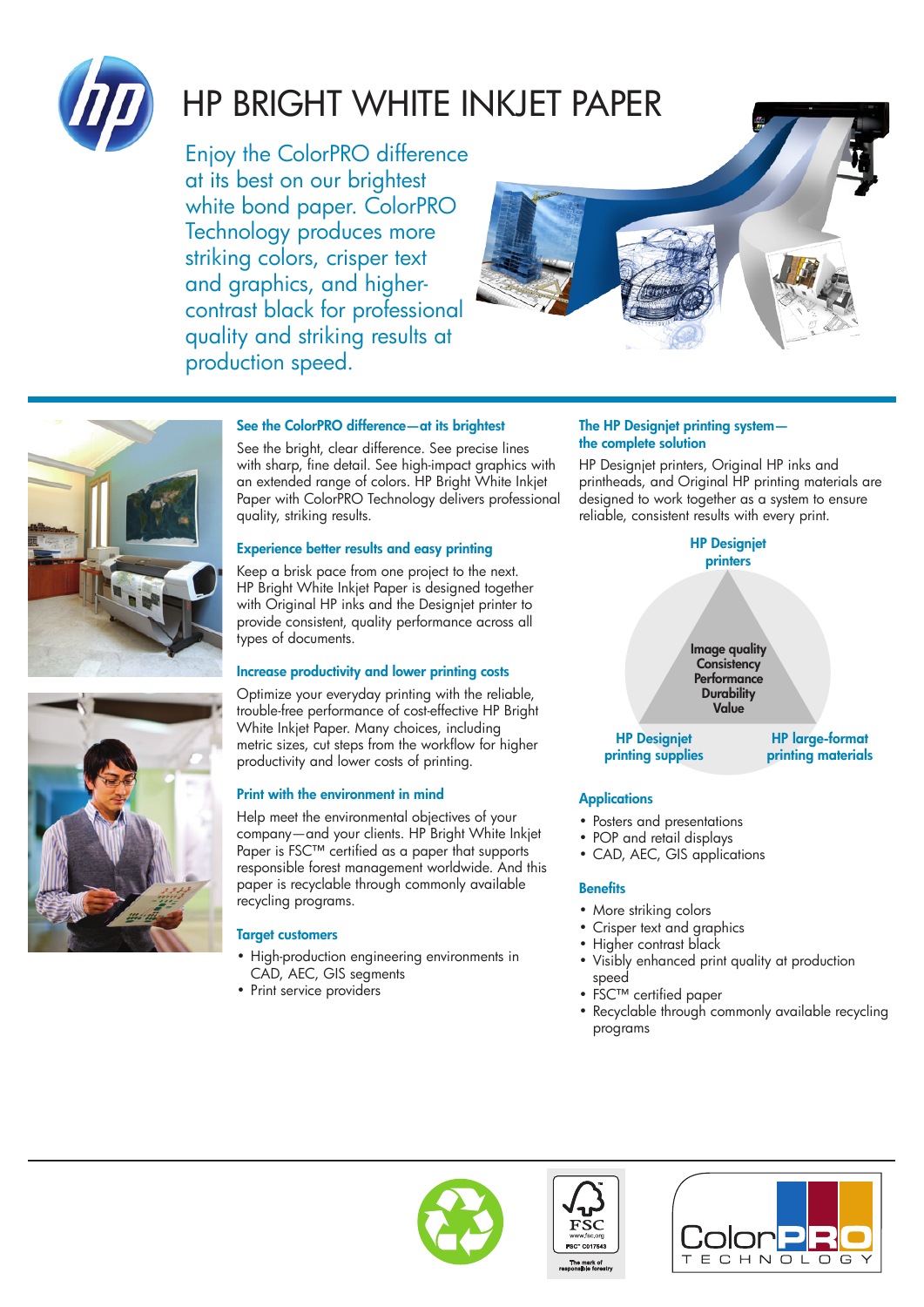# HP BRIGHT WHITE INKJET PAPER

Enjoy the ColorPRO difference at its best on our brightest white bond paper. ColorPRO Technology produces more striking colors, crisper text and graphics, and higher-contrast black for professional quality and striking results at production speed.

## See the ColorPRO difference—at its brightest

See the bright, clear difference. See precise lines with sharp, fine detail. See high-impact graphics with an extended range of colors. HP Bright White Inkjet Paper with ColorPRO Technology delivers professional quality, striking results.

## Experience better results and easy printing

Keep a brisk pace from one project to the next. HP Bright White Inkjet Paper is designed together with Original HP inks and the Designjet printer to provide consistent, quality performance across all types of documents.

## Increase productivity and lower printing costs

Optimize your everyday printing with the reliable, trouble-free performance of cost-effective HP Bright White Inkjet Paper. Many choices, including metric sizes, cut steps from the workflow for higher productivity and lower costs of printing.

## Print with the environment in mind

Help meet the environmental objectives of your company—and your clients. HP Bright White Inkjet Paper is FSC™ certified as a paper that supports responsible forest management worldwide. And this paper is recyclable through commonly available recycling programs.

## Target customers

- High-production engineering environments in CAD, AEC, GIS segments
- Print service providers

## The HP Designjet printing system—the complete solution

HP Designjet printers, Original HP inks and printheads, and Original HP printing materials are designed to work together as a system to ensure reliable, consistent results with every print.

HP Designjet printers

Image quality
Consistency
Performance
Durability
Value

HP Designjet printing supplies

HP large-format printing materials

## Applications

- Posters and presentations
- POP and retail displays
- CAD, AEC, GIS applications

## Benefits

- More striking colors
- Crisper text and graphics
- Higher contrast black
- Visibly enhanced print quality at production speed
- FSC™ certified paper
- Recyclable through commonly available recycling programs

FSC www.fsc.org FSC™ C017543 The mark of responsible forestry

ColorPRO TECHNOLOGY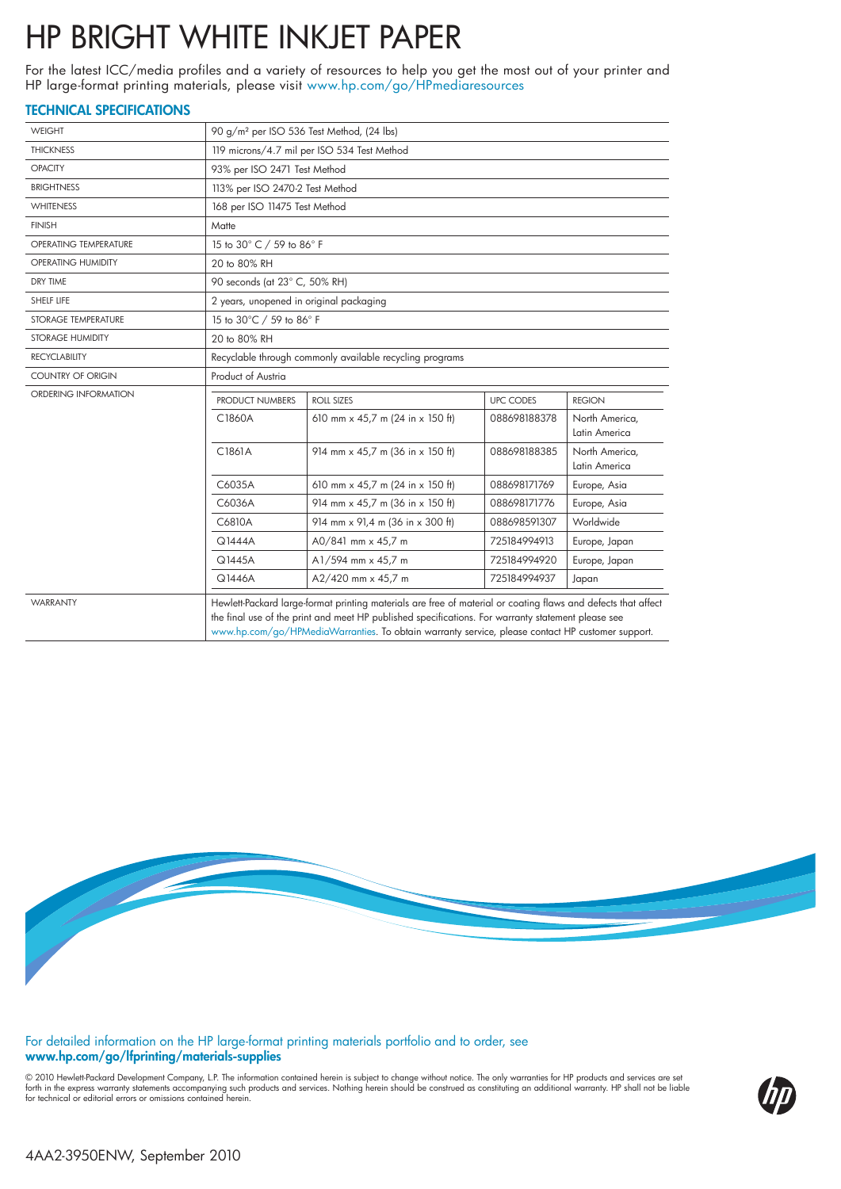# HP BRIGHT WHITE INKJET PAPER

For the latest ICC/media profiles and a variety of resources to help you get the most out of your printer and HP large-format printing materials, please visit www.hp.com/go/HPmediaresources

## TECHNICAL SPECIFICATIONS

| | |
|---|---|
| WEIGHT | 90 g/m² per ISO 536 Test Method, (24 lbs) |
| THICKNESS | 119 microns/4.7 mil per ISO 534 Test Method |
| OPACITY | 93% per ISO 2471 Test Method |
| BRIGHTNESS | 113% per ISO 2470-2 Test Method |
| WHITENESS | 168 per ISO 11475 Test Method |
| FINISH | Matte |
| OPERATING TEMPERATURE | 15 to 30° C / 59 to 86° F |
| OPERATING HUMIDITY | 20 to 80% RH |
| DRY TIME | 90 seconds (at 23° C, 50% RH) |
| SHELF LIFE | 2 years, unopened in original packaging |
| STORAGE TEMPERATURE | 15 to 30°C / 59 to 86° F |
| STORAGE HUMIDITY | 20 to 80% RH |
| RECYCLABILITY | Recyclable through commonly available recycling programs |
| COUNTRY OF ORIGIN | Product of Austria |
| ORDERING INFORMATION | See table below |
| WARRANTY | Hewlett-Packard large-format printing materials are free of material or coating flaws and defects that affect the final use of the print and meet HP published specifications. For warranty statement please see www.hp.com/go/HPMediaWarranties. To obtain warranty service, please contact HP customer support. |

**ORDERING INFORMATION**

| PRODUCT NUMBERS | ROLL SIZES | UPC CODES | REGION |
|---|---|---|---|
| C1860A | 610 mm x 45,7 m (24 in x 150 ft) | 088698188378 | North America, Latin America |
| C1861A | 914 mm x 45,7 m (36 in x 150 ft) | 088698188385 | North America, Latin America |
| C6035A | 610 mm x 45,7 m (24 in x 150 ft) | 088698171769 | Europe, Asia |
| C6036A | 914 mm x 45,7 m (36 in x 150 ft) | 088698171776 | Europe, Asia |
| C6810A | 914 mm x 91,4 m (36 in x 300 ft) | 088698591307 | Worldwide |
| Q1444A | A0/841 mm x 45,7 m | 725184994913 | Europe, Japan |
| Q1445A | A1/594 mm x 45,7 m | 725184994920 | Europe, Japan |
| Q1446A | A2/420 mm x 45,7 m | 725184994937 | Japan |

For detailed information on the HP large-format printing materials portfolio and to order, see
**www.hp.com/go/lfprinting/materials-supplies**

© 2010 Hewlett-Packard Development Company, L.P. The information contained herein is subject to change without notice. The only warranties for HP products and services are set forth in the express warranty statements accompanying such products and services. Nothing herein should be construed as constituting an additional warranty. HP shall not be liable for technical or editorial errors or omissions contained herein.

4AA2-3950ENW, September 2010